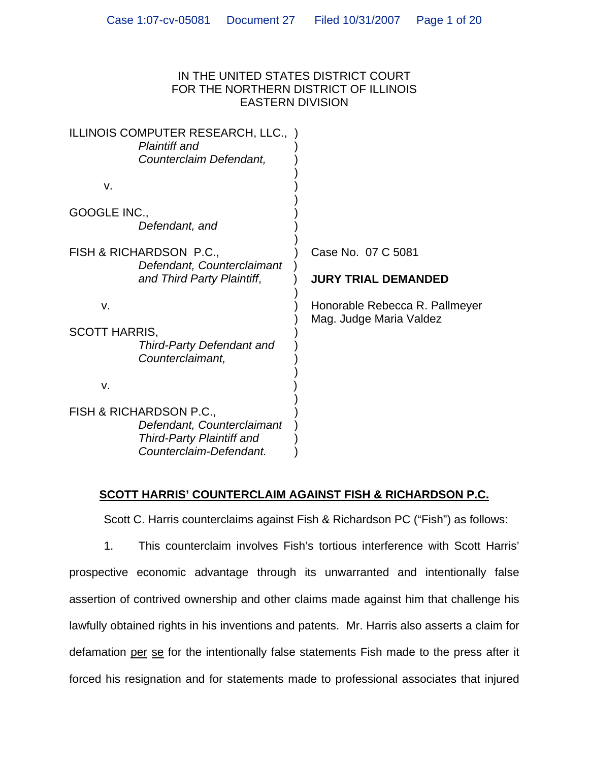IN THE UNITED STATES DISTRICT COURT
FOR THE NORTHERN DISTRICT OF ILLINOIS
EASTERN DIVISION

| | |
|---|---|
| ILLINOIS COMPUTER RESEARCH, LLC., *Plaintiff and Counterclaim Defendant,* | |
| v. | |
| GOOGLE INC., *Defendant, and* | |
| FISH & RICHARDSON P.C., *Defendant, Counterclaimant and Third Party Plaintiff,* | Case No. 07 C 5081 |
| | **JURY TRIAL DEMANDED** |
| v. | Honorable Rebecca R. Pallmeyer |
| | Mag. Judge Maria Valdez |
| SCOTT HARRIS, *Third-Party Defendant and Counterclaimant,* | |
| v. | |
| FISH & RICHARDSON P.C., *Defendant, Counterclaimant Third-Party Plaintiff and Counterclaim-Defendant.* | |

## SCOTT HARRIS' COUNTERCLAIM AGAINST FISH & RICHARDSON P.C.

Scott C. Harris counterclaims against Fish & Richardson PC ("Fish") as follows:

1. This counterclaim involves Fish's tortious interference with Scott Harris' prospective economic advantage through its unwarranted and intentionally false assertion of contrived ownership and other claims made against him that challenge his lawfully obtained rights in his inventions and patents. Mr. Harris also asserts a claim for defamation per se for the intentionally false statements Fish made to the press after it forced his resignation and for statements made to professional associates that injured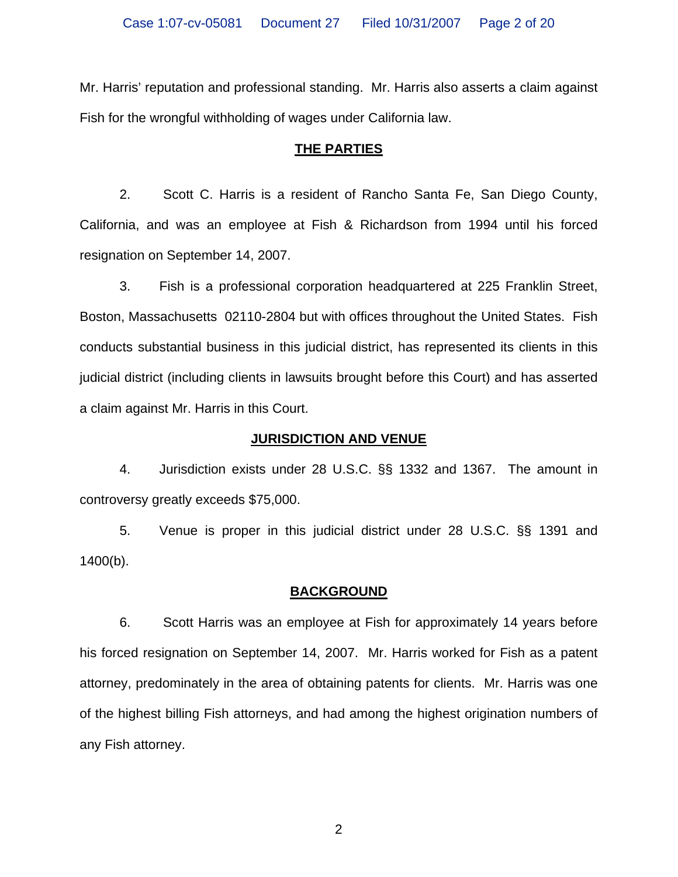Mr. Harris' reputation and professional standing. Mr. Harris also asserts a claim against Fish for the wrongful withholding of wages under California law.

## THE PARTIES

2. Scott C. Harris is a resident of Rancho Santa Fe, San Diego County, California, and was an employee at Fish & Richardson from 1994 until his forced resignation on September 14, 2007.

3. Fish is a professional corporation headquartered at 225 Franklin Street, Boston, Massachusetts 02110-2804 but with offices throughout the United States. Fish conducts substantial business in this judicial district, has represented its clients in this judicial district (including clients in lawsuits brought before this Court) and has asserted a claim against Mr. Harris in this Court.

## JURISDICTION AND VENUE

4. Jurisdiction exists under 28 U.S.C. §§ 1332 and 1367. The amount in controversy greatly exceeds $75,000.

5. Venue is proper in this judicial district under 28 U.S.C. §§ 1391 and 1400(b).

## BACKGROUND

6. Scott Harris was an employee at Fish for approximately 14 years before his forced resignation on September 14, 2007. Mr. Harris worked for Fish as a patent attorney, predominately in the area of obtaining patents for clients. Mr. Harris was one of the highest billing Fish attorneys, and had among the highest origination numbers of any Fish attorney.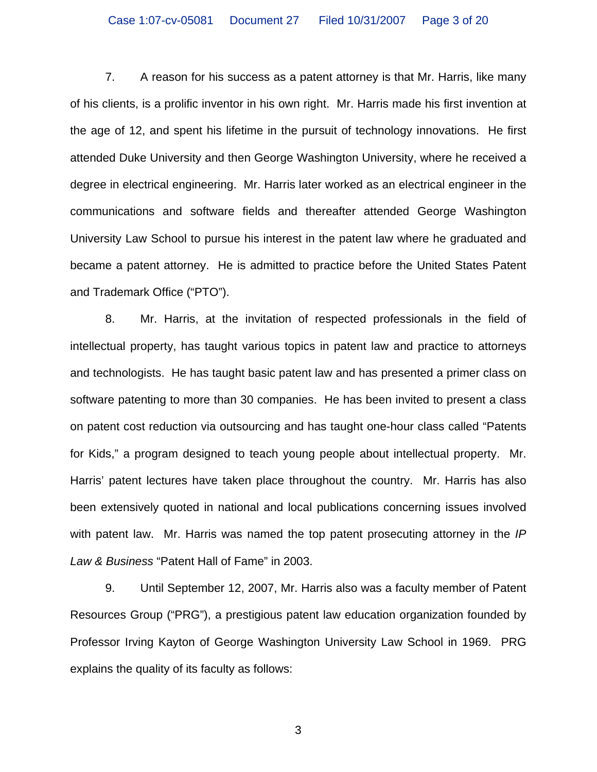7. A reason for his success as a patent attorney is that Mr. Harris, like many of his clients, is a prolific inventor in his own right. Mr. Harris made his first invention at the age of 12, and spent his lifetime in the pursuit of technology innovations. He first attended Duke University and then George Washington University, where he received a degree in electrical engineering. Mr. Harris later worked as an electrical engineer in the communications and software fields and thereafter attended George Washington University Law School to pursue his interest in the patent law where he graduated and became a patent attorney. He is admitted to practice before the United States Patent and Trademark Office ("PTO").

8. Mr. Harris, at the invitation of respected professionals in the field of intellectual property, has taught various topics in patent law and practice to attorneys and technologists. He has taught basic patent law and has presented a primer class on software patenting to more than 30 companies. He has been invited to present a class on patent cost reduction via outsourcing and has taught one-hour class called "Patents for Kids," a program designed to teach young people about intellectual property. Mr. Harris' patent lectures have taken place throughout the country. Mr. Harris has also been extensively quoted in national and local publications concerning issues involved with patent law. Mr. Harris was named the top patent prosecuting attorney in the *IP Law & Business* "Patent Hall of Fame" in 2003.

9. Until September 12, 2007, Mr. Harris also was a faculty member of Patent Resources Group ("PRG"), a prestigious patent law education organization founded by Professor Irving Kayton of George Washington University Law School in 1969. PRG explains the quality of its faculty as follows: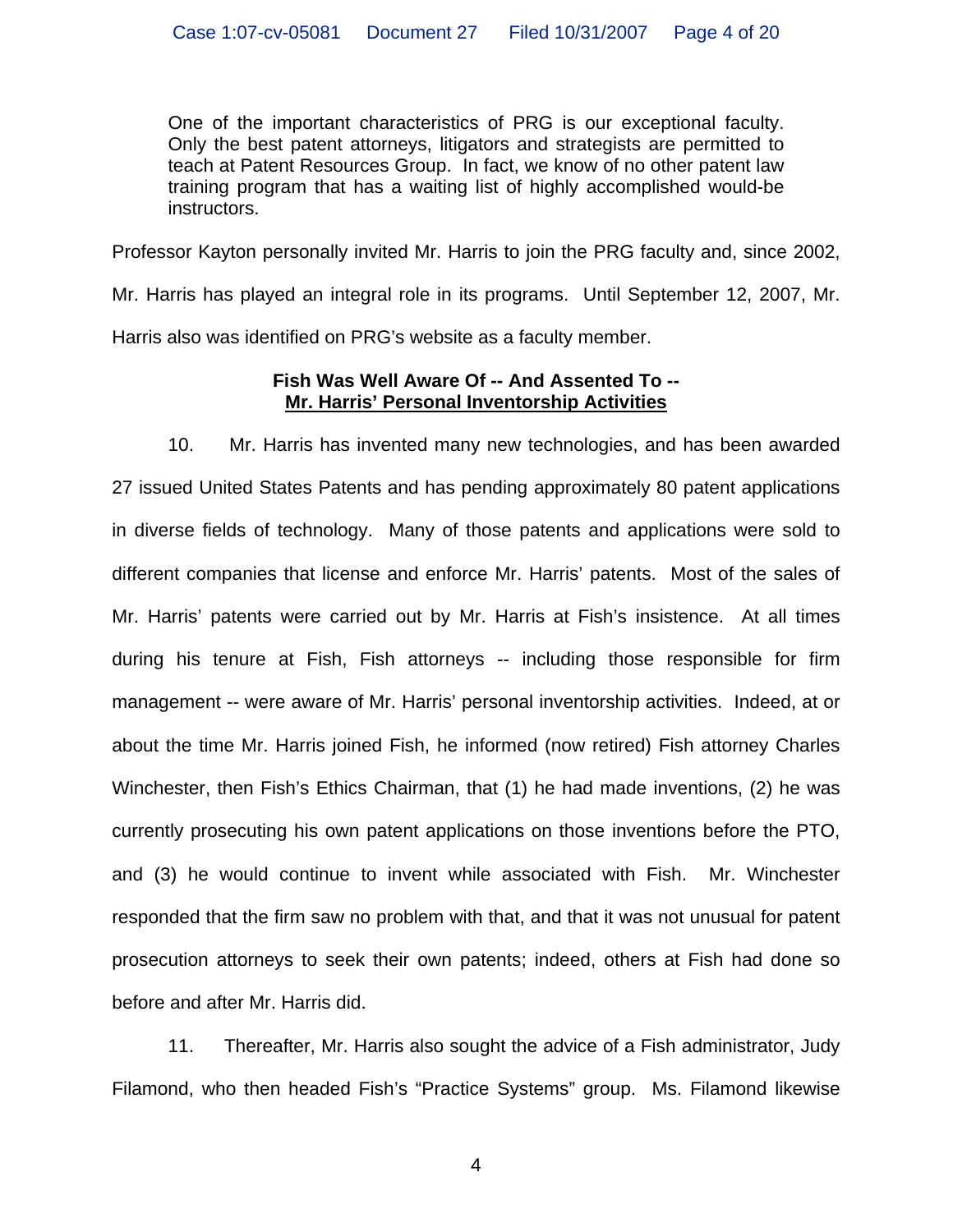> One of the important characteristics of PRG is our exceptional faculty. Only the best patent attorneys, litigators and strategists are permitted to teach at Patent Resources Group. In fact, we know of no other patent law training program that has a waiting list of highly accomplished would-be instructors.

Professor Kayton personally invited Mr. Harris to join the PRG faculty and, since 2002, Mr. Harris has played an integral role in its programs. Until September 12, 2007, Mr. Harris also was identified on PRG's website as a faculty member.

**Fish Was Well Aware Of -- And Assented To --**
**<u>Mr. Harris' Personal Inventorship Activities</u>**

10. Mr. Harris has invented many new technologies, and has been awarded 27 issued United States Patents and has pending approximately 80 patent applications in diverse fields of technology. Many of those patents and applications were sold to different companies that license and enforce Mr. Harris' patents. Most of the sales of Mr. Harris' patents were carried out by Mr. Harris at Fish's insistence. At all times during his tenure at Fish, Fish attorneys -- including those responsible for firm management -- were aware of Mr. Harris' personal inventorship activities. Indeed, at or about the time Mr. Harris joined Fish, he informed (now retired) Fish attorney Charles Winchester, then Fish's Ethics Chairman, that (1) he had made inventions, (2) he was currently prosecuting his own patent applications on those inventions before the PTO, and (3) he would continue to invent while associated with Fish. Mr. Winchester responded that the firm saw no problem with that, and that it was not unusual for patent prosecution attorneys to seek their own patents; indeed, others at Fish had done so before and after Mr. Harris did.

11. Thereafter, Mr. Harris also sought the advice of a Fish administrator, Judy Filamond, who then headed Fish's "Practice Systems" group. Ms. Filamond likewise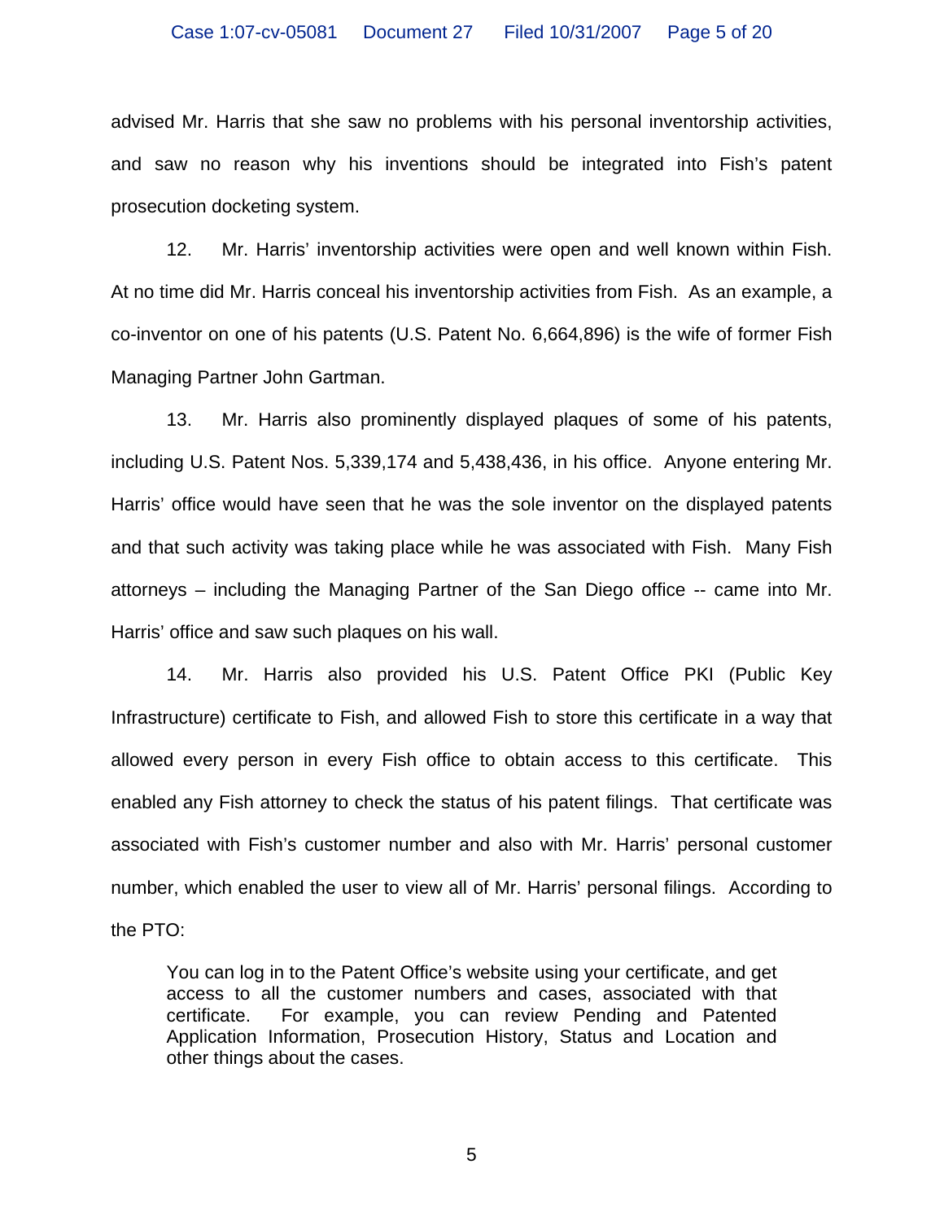advised Mr. Harris that she saw no problems with his personal inventorship activities, and saw no reason why his inventions should be integrated into Fish's patent prosecution docketing system.

12. Mr. Harris' inventorship activities were open and well known within Fish. At no time did Mr. Harris conceal his inventorship activities from Fish. As an example, a co-inventor on one of his patents (U.S. Patent No. 6,664,896) is the wife of former Fish Managing Partner John Gartman.

13. Mr. Harris also prominently displayed plaques of some of his patents, including U.S. Patent Nos. 5,339,174 and 5,438,436, in his office. Anyone entering Mr. Harris' office would have seen that he was the sole inventor on the displayed patents and that such activity was taking place while he was associated with Fish. Many Fish attorneys – including the Managing Partner of the San Diego office -- came into Mr. Harris' office and saw such plaques on his wall.

14. Mr. Harris also provided his U.S. Patent Office PKI (Public Key Infrastructure) certificate to Fish, and allowed Fish to store this certificate in a way that allowed every person in every Fish office to obtain access to this certificate. This enabled any Fish attorney to check the status of his patent filings. That certificate was associated with Fish's customer number and also with Mr. Harris' personal customer number, which enabled the user to view all of Mr. Harris' personal filings. According to the PTO:

> You can log in to the Patent Office's website using your certificate, and get access to all the customer numbers and cases, associated with that certificate. For example, you can review Pending and Patented Application Information, Prosecution History, Status and Location and other things about the cases.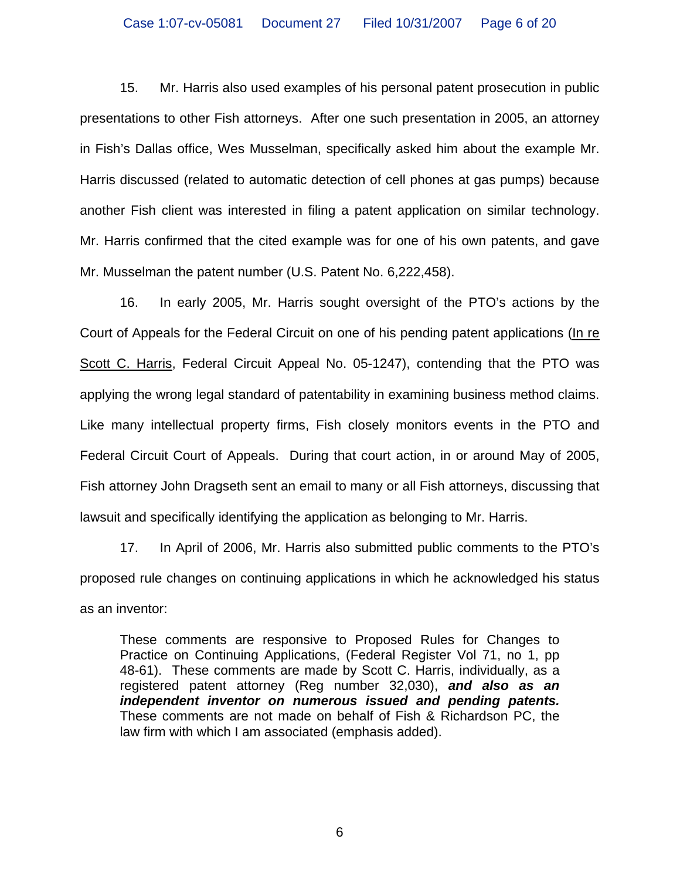15. Mr. Harris also used examples of his personal patent prosecution in public presentations to other Fish attorneys. After one such presentation in 2005, an attorney in Fish's Dallas office, Wes Musselman, specifically asked him about the example Mr. Harris discussed (related to automatic detection of cell phones at gas pumps) because another Fish client was interested in filing a patent application on similar technology. Mr. Harris confirmed that the cited example was for one of his own patents, and gave Mr. Musselman the patent number (U.S. Patent No. 6,222,458).

16. In early 2005, Mr. Harris sought oversight of the PTO's actions by the Court of Appeals for the Federal Circuit on one of his pending patent applications (In re Scott C. Harris, Federal Circuit Appeal No. 05-1247), contending that the PTO was applying the wrong legal standard of patentability in examining business method claims. Like many intellectual property firms, Fish closely monitors events in the PTO and Federal Circuit Court of Appeals. During that court action, in or around May of 2005, Fish attorney John Dragseth sent an email to many or all Fish attorneys, discussing that lawsuit and specifically identifying the application as belonging to Mr. Harris.

17. In April of 2006, Mr. Harris also submitted public comments to the PTO's proposed rule changes on continuing applications in which he acknowledged his status as an inventor:

> These comments are responsive to Proposed Rules for Changes to Practice on Continuing Applications, (Federal Register Vol 71, no 1, pp 48-61). These comments are made by Scott C. Harris, individually, as a registered patent attorney (Reg number 32,030), ***and also as an independent inventor on numerous issued and pending patents.*** These comments are not made on behalf of Fish & Richardson PC, the law firm with which I am associated (emphasis added).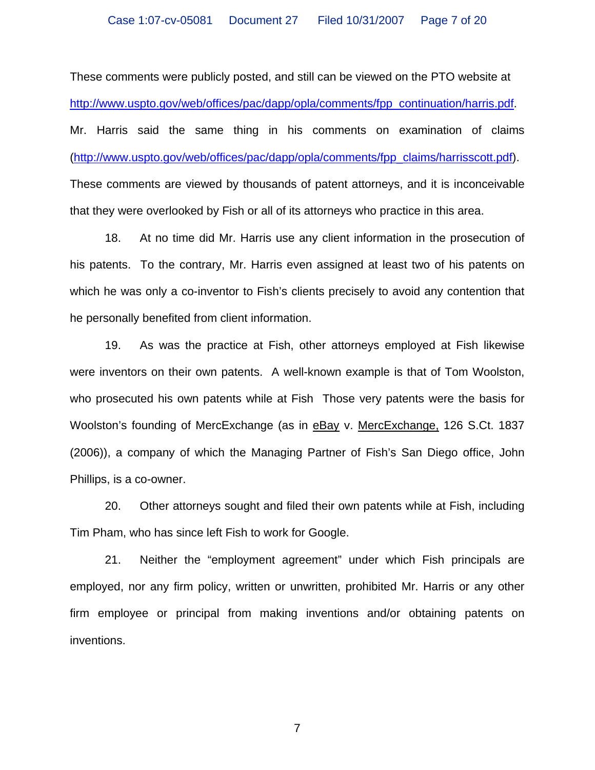These comments were publicly posted, and still can be viewed on the PTO website at http://www.uspto.gov/web/offices/pac/dapp/opla/comments/fpp_continuation/harris.pdf. Mr. Harris said the same thing in his comments on examination of claims (http://www.uspto.gov/web/offices/pac/dapp/opla/comments/fpp_claims/harrisscott.pdf). These comments are viewed by thousands of patent attorneys, and it is inconceivable that they were overlooked by Fish or all of its attorneys who practice in this area.

18. At no time did Mr. Harris use any client information in the prosecution of his patents. To the contrary, Mr. Harris even assigned at least two of his patents on which he was only a co-inventor to Fish's clients precisely to avoid any contention that he personally benefited from client information.

19. As was the practice at Fish, other attorneys employed at Fish likewise were inventors on their own patents. A well-known example is that of Tom Woolston, who prosecuted his own patents while at Fish Those very patents were the basis for Woolston's founding of MercExchange (as in eBay v. MercExchange, 126 S.Ct. 1837 (2006)), a company of which the Managing Partner of Fish's San Diego office, John Phillips, is a co-owner.

20. Other attorneys sought and filed their own patents while at Fish, including Tim Pham, who has since left Fish to work for Google.

21. Neither the "employment agreement" under which Fish principals are employed, nor any firm policy, written or unwritten, prohibited Mr. Harris or any other firm employee or principal from making inventions and/or obtaining patents on inventions.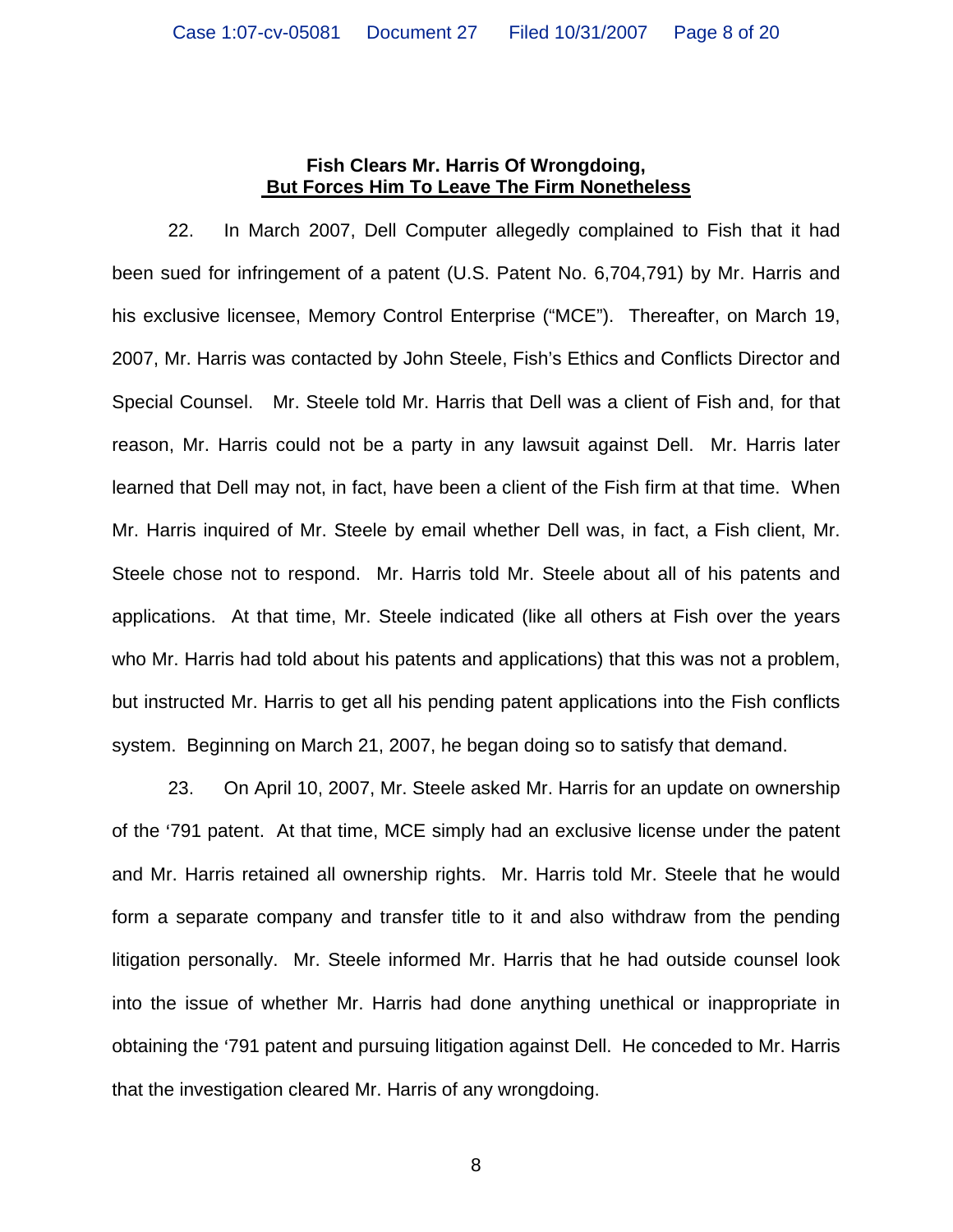## Fish Clears Mr. Harris Of Wrongdoing, But Forces Him To Leave The Firm Nonetheless

22. In March 2007, Dell Computer allegedly complained to Fish that it had been sued for infringement of a patent (U.S. Patent No. 6,704,791) by Mr. Harris and his exclusive licensee, Memory Control Enterprise ("MCE"). Thereafter, on March 19, 2007, Mr. Harris was contacted by John Steele, Fish's Ethics and Conflicts Director and Special Counsel. Mr. Steele told Mr. Harris that Dell was a client of Fish and, for that reason, Mr. Harris could not be a party in any lawsuit against Dell. Mr. Harris later learned that Dell may not, in fact, have been a client of the Fish firm at that time. When Mr. Harris inquired of Mr. Steele by email whether Dell was, in fact, a Fish client, Mr. Steele chose not to respond. Mr. Harris told Mr. Steele about all of his patents and applications. At that time, Mr. Steele indicated (like all others at Fish over the years who Mr. Harris had told about his patents and applications) that this was not a problem, but instructed Mr. Harris to get all his pending patent applications into the Fish conflicts system. Beginning on March 21, 2007, he began doing so to satisfy that demand.

23. On April 10, 2007, Mr. Steele asked Mr. Harris for an update on ownership of the '791 patent. At that time, MCE simply had an exclusive license under the patent and Mr. Harris retained all ownership rights. Mr. Harris told Mr. Steele that he would form a separate company and transfer title to it and also withdraw from the pending litigation personally. Mr. Steele informed Mr. Harris that he had outside counsel look into the issue of whether Mr. Harris had done anything unethical or inappropriate in obtaining the '791 patent and pursuing litigation against Dell. He conceded to Mr. Harris that the investigation cleared Mr. Harris of any wrongdoing.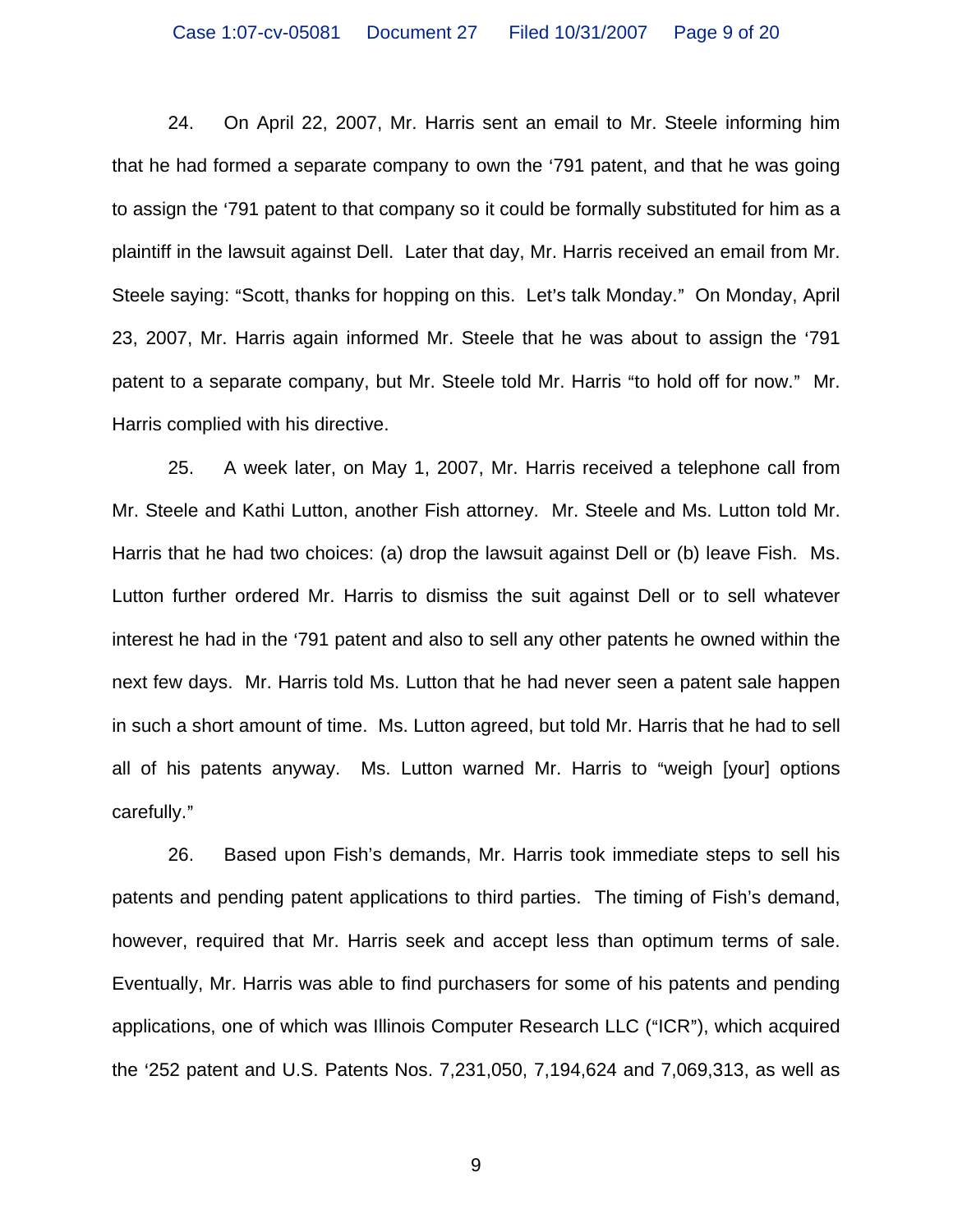24. On April 22, 2007, Mr. Harris sent an email to Mr. Steele informing him that he had formed a separate company to own the '791 patent, and that he was going to assign the '791 patent to that company so it could be formally substituted for him as a plaintiff in the lawsuit against Dell. Later that day, Mr. Harris received an email from Mr. Steele saying: "Scott, thanks for hopping on this. Let's talk Monday." On Monday, April 23, 2007, Mr. Harris again informed Mr. Steele that he was about to assign the '791 patent to a separate company, but Mr. Steele told Mr. Harris "to hold off for now." Mr. Harris complied with his directive.

25. A week later, on May 1, 2007, Mr. Harris received a telephone call from Mr. Steele and Kathi Lutton, another Fish attorney. Mr. Steele and Ms. Lutton told Mr. Harris that he had two choices: (a) drop the lawsuit against Dell or (b) leave Fish. Ms. Lutton further ordered Mr. Harris to dismiss the suit against Dell or to sell whatever interest he had in the '791 patent and also to sell any other patents he owned within the next few days. Mr. Harris told Ms. Lutton that he had never seen a patent sale happen in such a short amount of time. Ms. Lutton agreed, but told Mr. Harris that he had to sell all of his patents anyway. Ms. Lutton warned Mr. Harris to "weigh [your] options carefully."

26. Based upon Fish's demands, Mr. Harris took immediate steps to sell his patents and pending patent applications to third parties. The timing of Fish's demand, however, required that Mr. Harris seek and accept less than optimum terms of sale. Eventually, Mr. Harris was able to find purchasers for some of his patents and pending applications, one of which was Illinois Computer Research LLC ("ICR"), which acquired the '252 patent and U.S. Patents Nos. 7,231,050, 7,194,624 and 7,069,313, as well as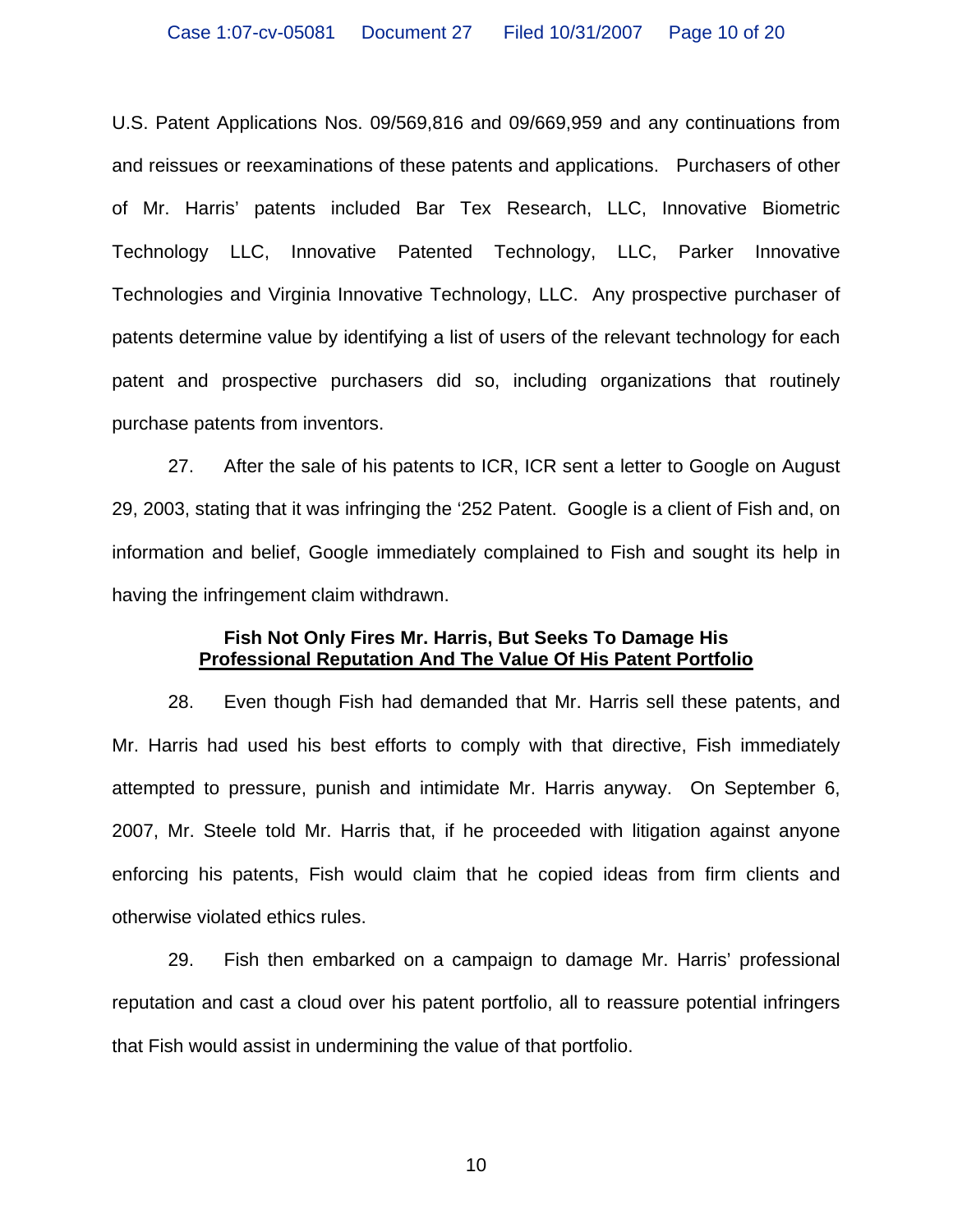U.S. Patent Applications Nos. 09/569,816 and 09/669,959 and any continuations from and reissues or reexaminations of these patents and applications. Purchasers of other of Mr. Harris' patents included Bar Tex Research, LLC, Innovative Biometric Technology LLC, Innovative Patented Technology, LLC, Parker Innovative Technologies and Virginia Innovative Technology, LLC. Any prospective purchaser of patents determine value by identifying a list of users of the relevant technology for each patent and prospective purchasers did so, including organizations that routinely purchase patents from inventors.

27. After the sale of his patents to ICR, ICR sent a letter to Google on August 29, 2003, stating that it was infringing the '252 Patent. Google is a client of Fish and, on information and belief, Google immediately complained to Fish and sought its help in having the infringement claim withdrawn.

**Fish Not Only Fires Mr. Harris, But Seeks To Damage His <u>Professional Reputation And The Value Of His Patent Portfolio</u>**

28. Even though Fish had demanded that Mr. Harris sell these patents, and Mr. Harris had used his best efforts to comply with that directive, Fish immediately attempted to pressure, punish and intimidate Mr. Harris anyway. On September 6, 2007, Mr. Steele told Mr. Harris that, if he proceeded with litigation against anyone enforcing his patents, Fish would claim that he copied ideas from firm clients and otherwise violated ethics rules.

29. Fish then embarked on a campaign to damage Mr. Harris' professional reputation and cast a cloud over his patent portfolio, all to reassure potential infringers that Fish would assist in undermining the value of that portfolio.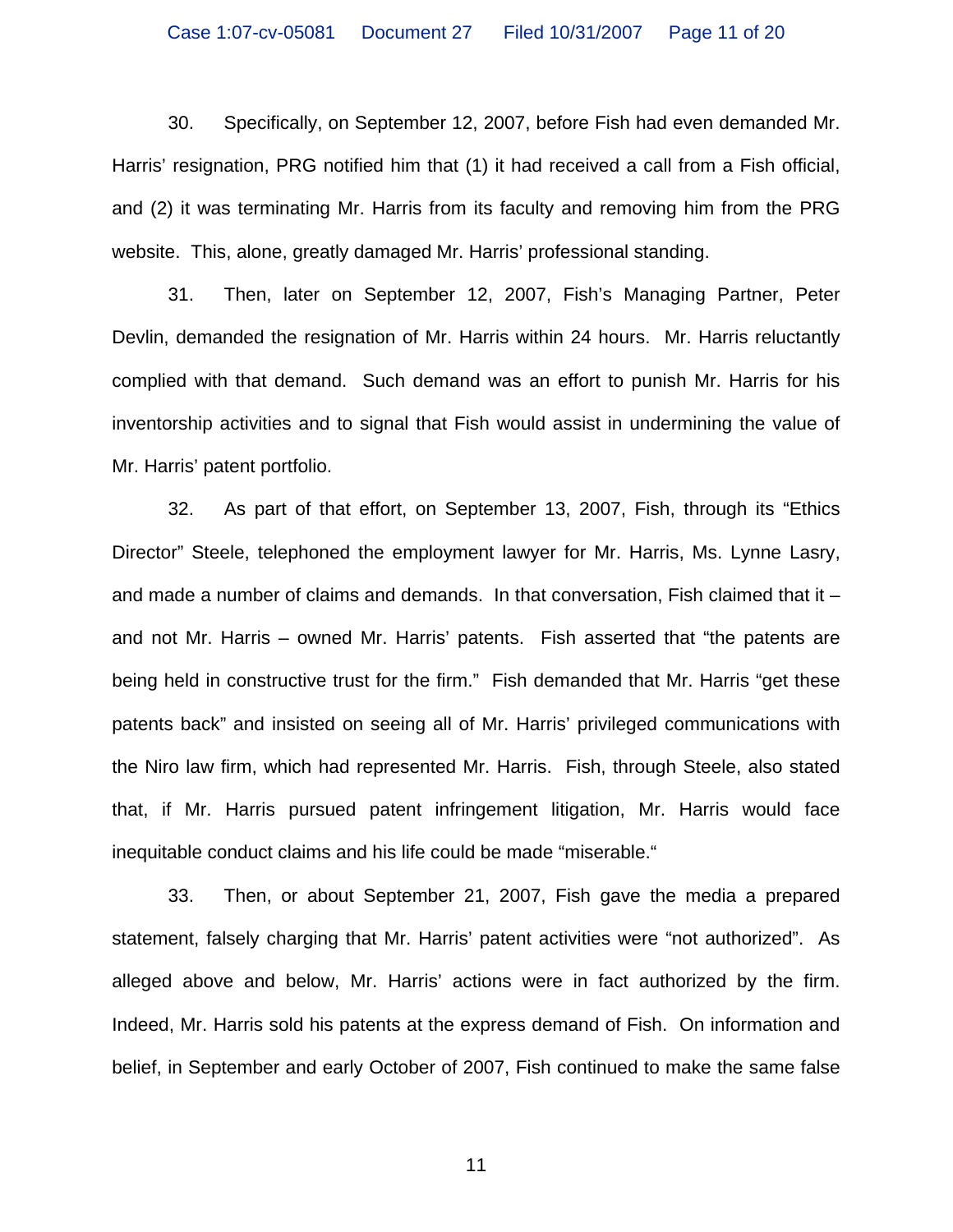30. Specifically, on September 12, 2007, before Fish had even demanded Mr. Harris' resignation, PRG notified him that (1) it had received a call from a Fish official, and (2) it was terminating Mr. Harris from its faculty and removing him from the PRG website. This, alone, greatly damaged Mr. Harris' professional standing.

31. Then, later on September 12, 2007, Fish's Managing Partner, Peter Devlin, demanded the resignation of Mr. Harris within 24 hours. Mr. Harris reluctantly complied with that demand. Such demand was an effort to punish Mr. Harris for his inventorship activities and to signal that Fish would assist in undermining the value of Mr. Harris' patent portfolio.

32. As part of that effort, on September 13, 2007, Fish, through its "Ethics Director" Steele, telephoned the employment lawyer for Mr. Harris, Ms. Lynne Lasry, and made a number of claims and demands. In that conversation, Fish claimed that it – and not Mr. Harris – owned Mr. Harris' patents. Fish asserted that "the patents are being held in constructive trust for the firm." Fish demanded that Mr. Harris "get these patents back" and insisted on seeing all of Mr. Harris' privileged communications with the Niro law firm, which had represented Mr. Harris. Fish, through Steele, also stated that, if Mr. Harris pursued patent infringement litigation, Mr. Harris would face inequitable conduct claims and his life could be made "miserable."

33. Then, or about September 21, 2007, Fish gave the media a prepared statement, falsely charging that Mr. Harris' patent activities were "not authorized". As alleged above and below, Mr. Harris' actions were in fact authorized by the firm. Indeed, Mr. Harris sold his patents at the express demand of Fish. On information and belief, in September and early October of 2007, Fish continued to make the same false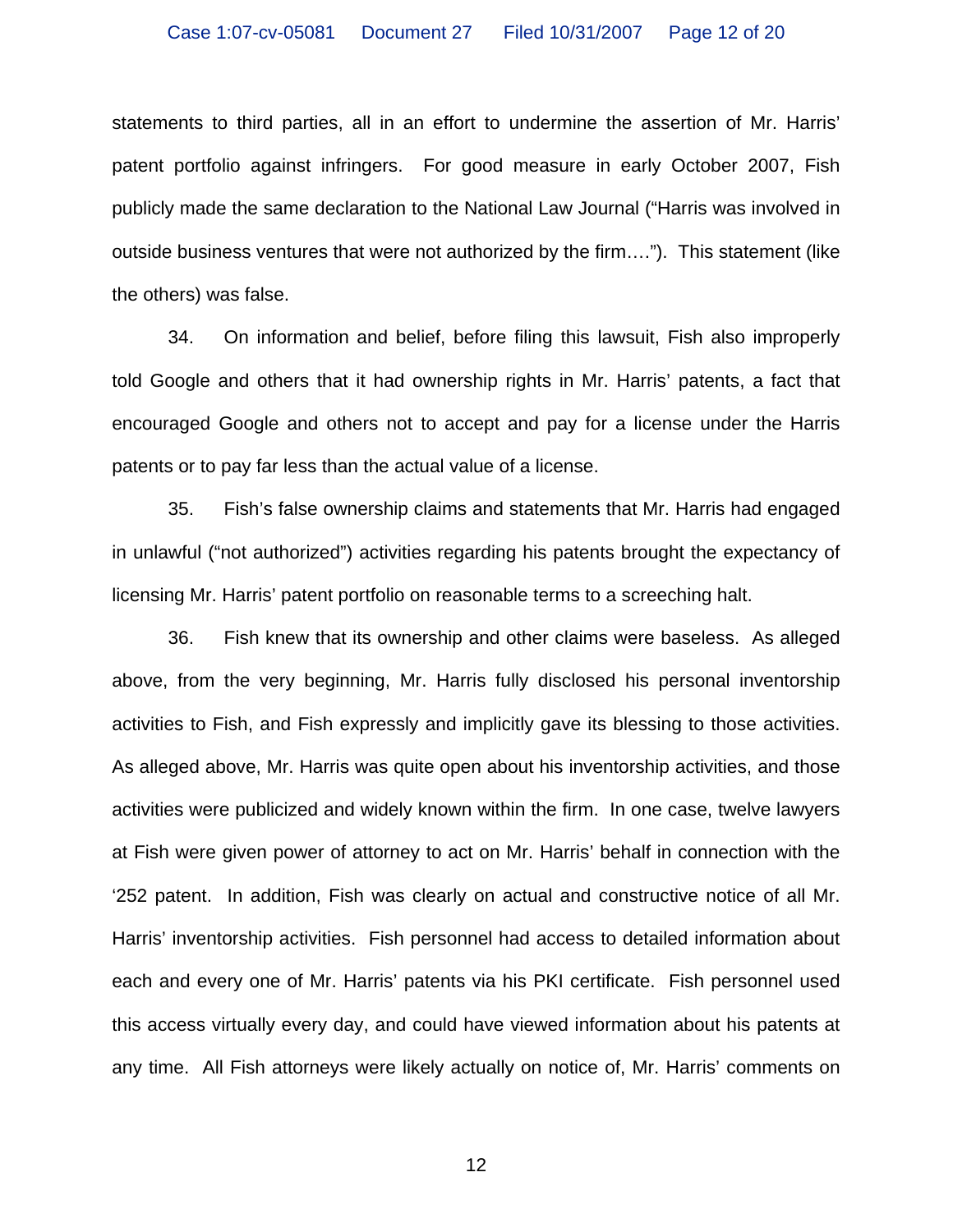statements to third parties, all in an effort to undermine the assertion of Mr. Harris' patent portfolio against infringers. For good measure in early October 2007, Fish publicly made the same declaration to the National Law Journal ("Harris was involved in outside business ventures that were not authorized by the firm…."). This statement (like the others) was false.

34. On information and belief, before filing this lawsuit, Fish also improperly told Google and others that it had ownership rights in Mr. Harris' patents, a fact that encouraged Google and others not to accept and pay for a license under the Harris patents or to pay far less than the actual value of a license.

35. Fish's false ownership claims and statements that Mr. Harris had engaged in unlawful ("not authorized") activities regarding his patents brought the expectancy of licensing Mr. Harris' patent portfolio on reasonable terms to a screeching halt.

36. Fish knew that its ownership and other claims were baseless. As alleged above, from the very beginning, Mr. Harris fully disclosed his personal inventorship activities to Fish, and Fish expressly and implicitly gave its blessing to those activities. As alleged above, Mr. Harris was quite open about his inventorship activities, and those activities were publicized and widely known within the firm. In one case, twelve lawyers at Fish were given power of attorney to act on Mr. Harris' behalf in connection with the '252 patent. In addition, Fish was clearly on actual and constructive notice of all Mr. Harris' inventorship activities. Fish personnel had access to detailed information about each and every one of Mr. Harris' patents via his PKI certificate. Fish personnel used this access virtually every day, and could have viewed information about his patents at any time. All Fish attorneys were likely actually on notice of, Mr. Harris' comments on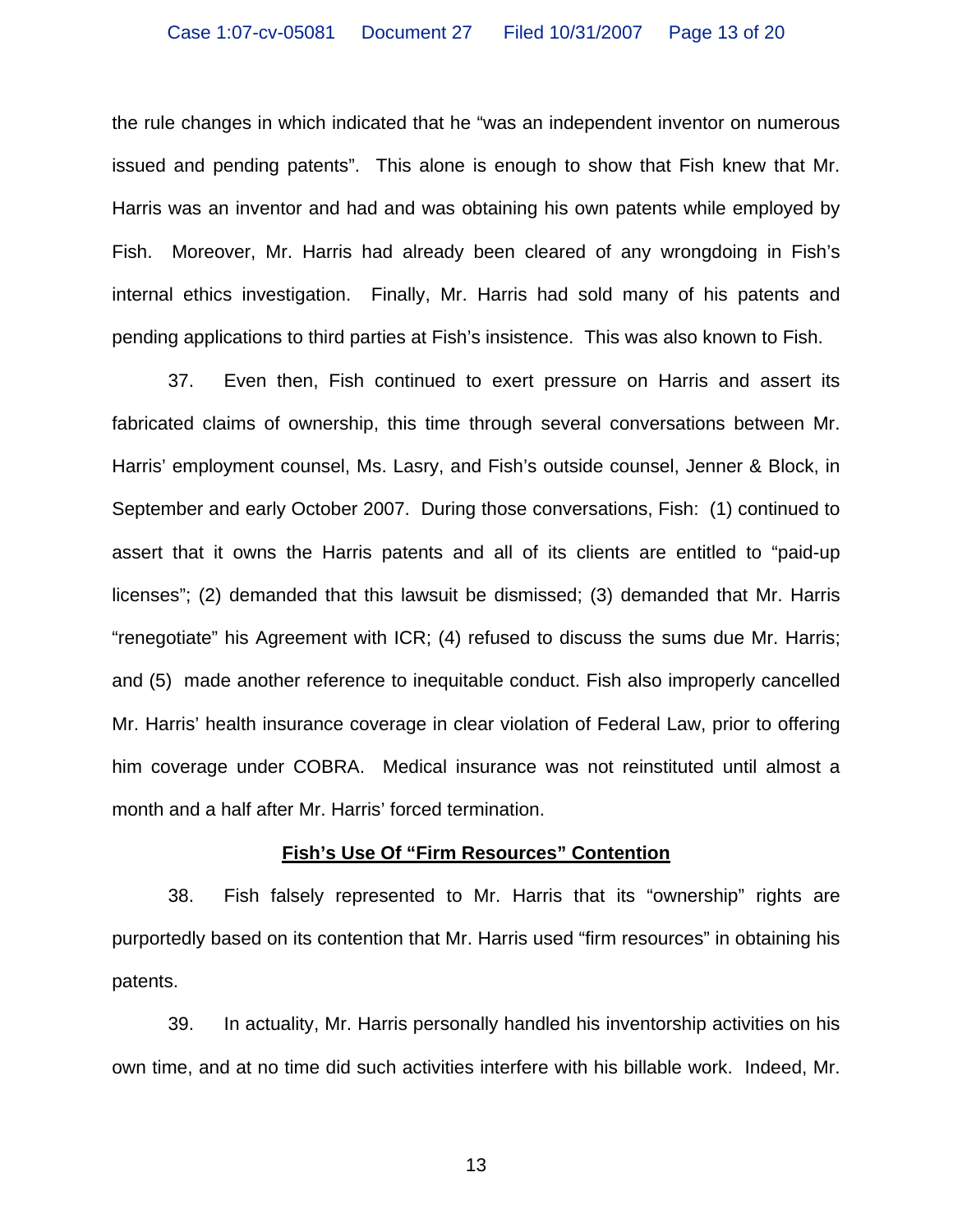the rule changes in which indicated that he “was an independent inventor on numerous issued and pending patents”. This alone is enough to show that Fish knew that Mr. Harris was an inventor and had and was obtaining his own patents while employed by Fish. Moreover, Mr. Harris had already been cleared of any wrongdoing in Fish’s internal ethics investigation. Finally, Mr. Harris had sold many of his patents and pending applications to third parties at Fish’s insistence. This was also known to Fish.

37. Even then, Fish continued to exert pressure on Harris and assert its fabricated claims of ownership, this time through several conversations between Mr. Harris’ employment counsel, Ms. Lasry, and Fish’s outside counsel, Jenner & Block, in September and early October 2007. During those conversations, Fish: (1) continued to assert that it owns the Harris patents and all of its clients are entitled to “paid-up licenses”; (2) demanded that this lawsuit be dismissed; (3) demanded that Mr. Harris “renegotiate” his Agreement with ICR; (4) refused to discuss the sums due Mr. Harris; and (5) made another reference to inequitable conduct. Fish also improperly cancelled Mr. Harris’ health insurance coverage in clear violation of Federal Law, prior to offering him coverage under COBRA. Medical insurance was not reinstituted until almost a month and a half after Mr. Harris’ forced termination.

**Fish’s Use Of “Firm Resources” Contention**

38. Fish falsely represented to Mr. Harris that its “ownership” rights are purportedly based on its contention that Mr. Harris used “firm resources” in obtaining his patents.

39. In actuality, Mr. Harris personally handled his inventorship activities on his own time, and at no time did such activities interfere with his billable work. Indeed, Mr.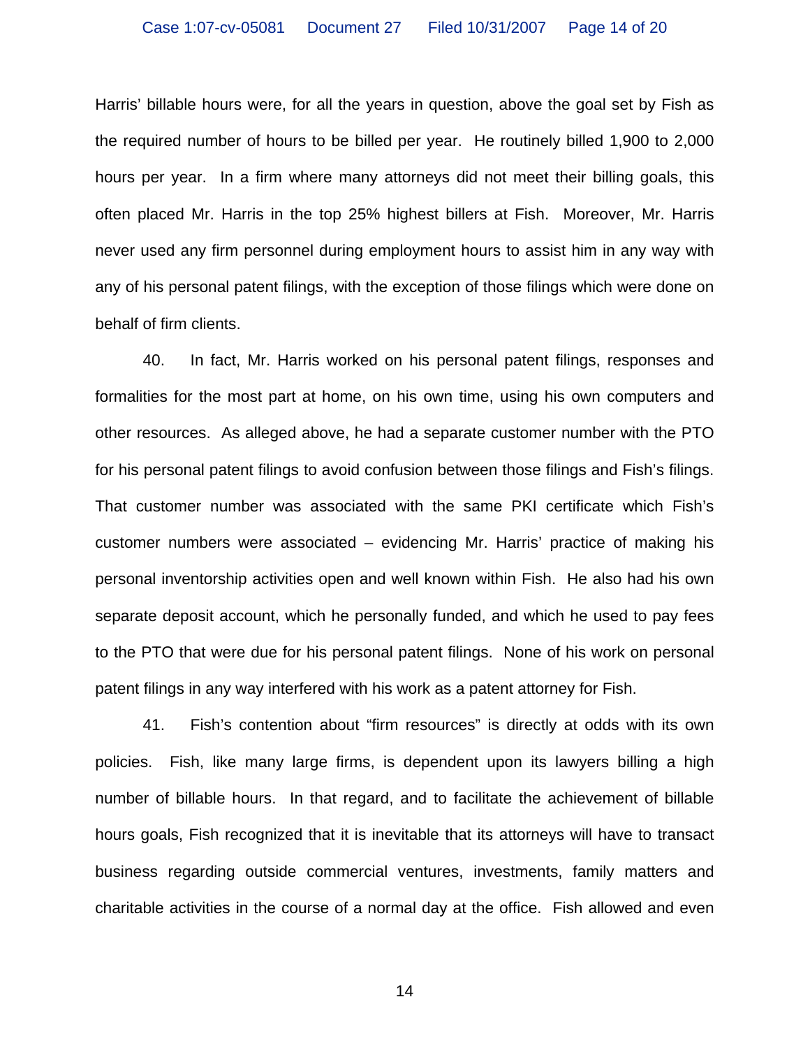Harris' billable hours were, for all the years in question, above the goal set by Fish as the required number of hours to be billed per year. He routinely billed 1,900 to 2,000 hours per year. In a firm where many attorneys did not meet their billing goals, this often placed Mr. Harris in the top 25% highest billers at Fish. Moreover, Mr. Harris never used any firm personnel during employment hours to assist him in any way with any of his personal patent filings, with the exception of those filings which were done on behalf of firm clients.

40. In fact, Mr. Harris worked on his personal patent filings, responses and formalities for the most part at home, on his own time, using his own computers and other resources. As alleged above, he had a separate customer number with the PTO for his personal patent filings to avoid confusion between those filings and Fish's filings. That customer number was associated with the same PKI certificate which Fish's customer numbers were associated – evidencing Mr. Harris' practice of making his personal inventorship activities open and well known within Fish. He also had his own separate deposit account, which he personally funded, and which he used to pay fees to the PTO that were due for his personal patent filings. None of his work on personal patent filings in any way interfered with his work as a patent attorney for Fish.

41. Fish's contention about "firm resources" is directly at odds with its own policies. Fish, like many large firms, is dependent upon its lawyers billing a high number of billable hours. In that regard, and to facilitate the achievement of billable hours goals, Fish recognized that it is inevitable that its attorneys will have to transact business regarding outside commercial ventures, investments, family matters and charitable activities in the course of a normal day at the office. Fish allowed and even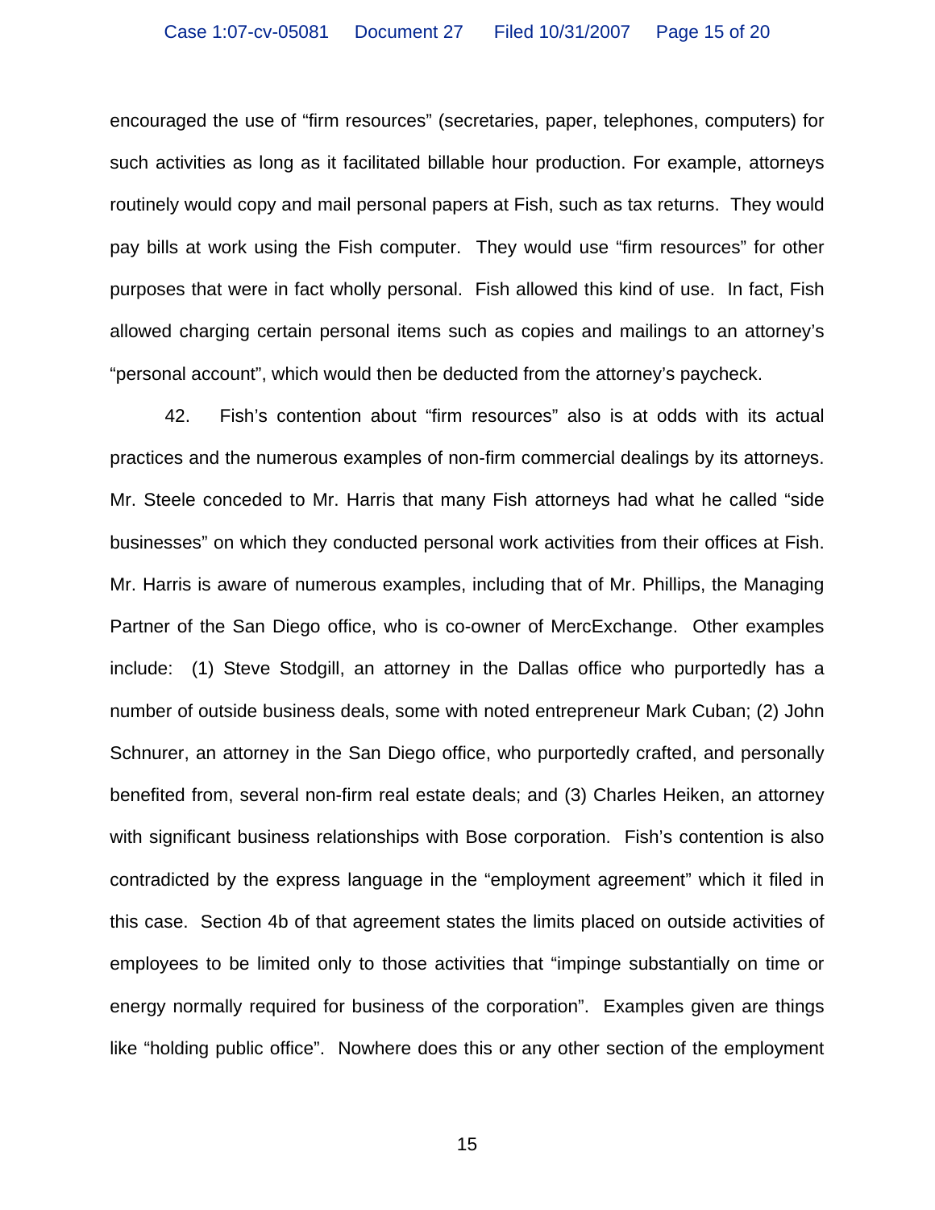encouraged the use of "firm resources" (secretaries, paper, telephones, computers) for such activities as long as it facilitated billable hour production. For example, attorneys routinely would copy and mail personal papers at Fish, such as tax returns. They would pay bills at work using the Fish computer. They would use "firm resources" for other purposes that were in fact wholly personal. Fish allowed this kind of use. In fact, Fish allowed charging certain personal items such as copies and mailings to an attorney's "personal account", which would then be deducted from the attorney's paycheck.

42. Fish's contention about "firm resources" also is at odds with its actual practices and the numerous examples of non-firm commercial dealings by its attorneys. Mr. Steele conceded to Mr. Harris that many Fish attorneys had what he called "side businesses" on which they conducted personal work activities from their offices at Fish. Mr. Harris is aware of numerous examples, including that of Mr. Phillips, the Managing Partner of the San Diego office, who is co-owner of MercExchange. Other examples include: (1) Steve Stodgill, an attorney in the Dallas office who purportedly has a number of outside business deals, some with noted entrepreneur Mark Cuban; (2) John Schnurer, an attorney in the San Diego office, who purportedly crafted, and personally benefited from, several non-firm real estate deals; and (3) Charles Heiken, an attorney with significant business relationships with Bose corporation. Fish's contention is also contradicted by the express language in the "employment agreement" which it filed in this case. Section 4b of that agreement states the limits placed on outside activities of employees to be limited only to those activities that "impinge substantially on time or energy normally required for business of the corporation". Examples given are things like "holding public office". Nowhere does this or any other section of the employment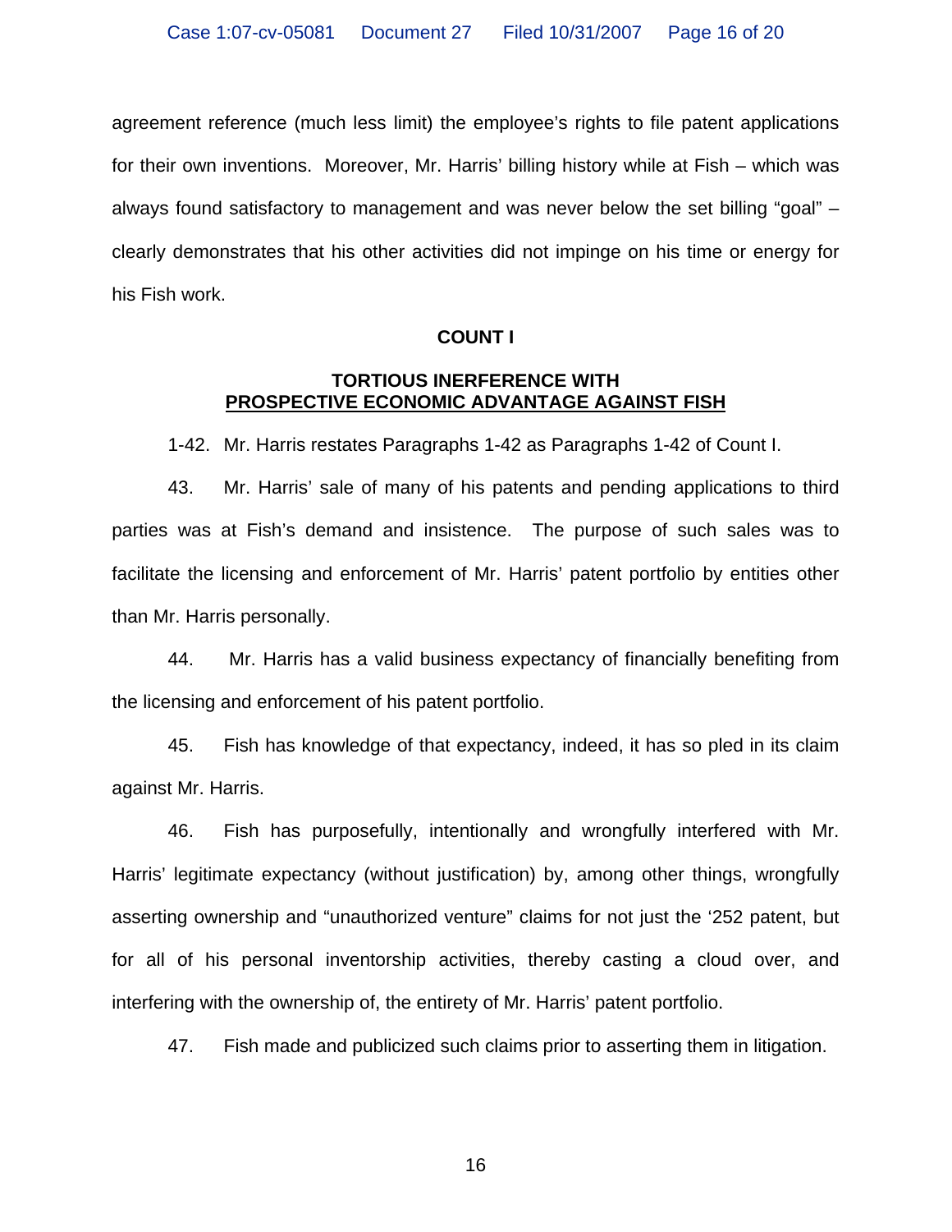agreement reference (much less limit) the employee's rights to file patent applications for their own inventions. Moreover, Mr. Harris' billing history while at Fish – which was always found satisfactory to management and was never below the set billing "goal" – clearly demonstrates that his other activities did not impinge on his time or energy for his Fish work.

## COUNT I

### TORTIOUS INERFERENCE WITH PROSPECTIVE ECONOMIC ADVANTAGE AGAINST FISH

1-42. Mr. Harris restates Paragraphs 1-42 as Paragraphs 1-42 of Count I.

43. Mr. Harris' sale of many of his patents and pending applications to third parties was at Fish's demand and insistence. The purpose of such sales was to facilitate the licensing and enforcement of Mr. Harris' patent portfolio by entities other than Mr. Harris personally.

44. Mr. Harris has a valid business expectancy of financially benefiting from the licensing and enforcement of his patent portfolio.

45. Fish has knowledge of that expectancy, indeed, it has so pled in its claim against Mr. Harris.

46. Fish has purposefully, intentionally and wrongfully interfered with Mr. Harris' legitimate expectancy (without justification) by, among other things, wrongfully asserting ownership and "unauthorized venture" claims for not just the '252 patent, but for all of his personal inventorship activities, thereby casting a cloud over, and interfering with the ownership of, the entirety of Mr. Harris' patent portfolio.

47. Fish made and publicized such claims prior to asserting them in litigation.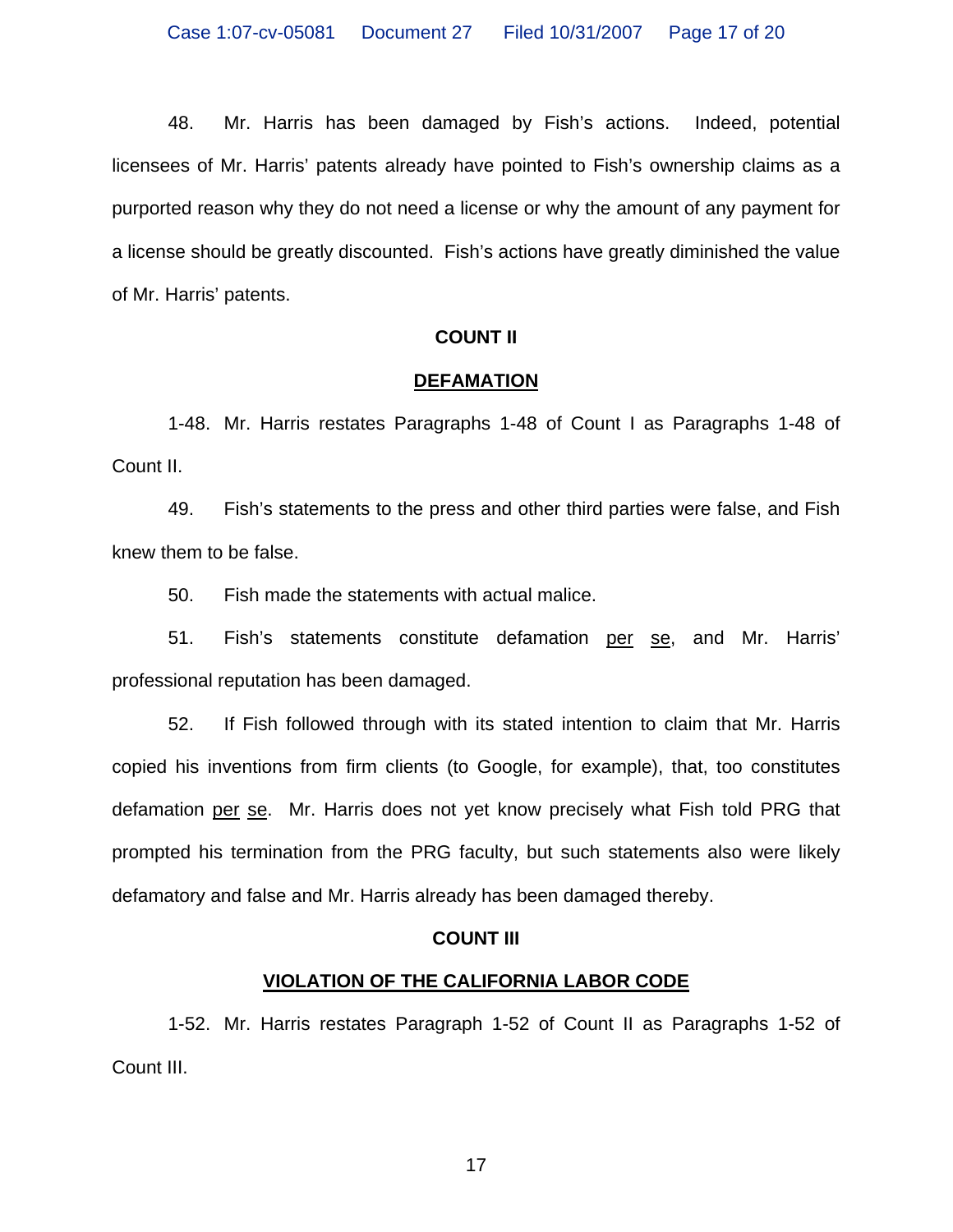48. Mr. Harris has been damaged by Fish's actions. Indeed, potential licensees of Mr. Harris' patents already have pointed to Fish's ownership claims as a purported reason why they do not need a license or why the amount of any payment for a license should be greatly discounted. Fish's actions have greatly diminished the value of Mr. Harris' patents.

**COUNT II**

**DEFAMATION**

1-48. Mr. Harris restates Paragraphs 1-48 of Count I as Paragraphs 1-48 of Count II.

49. Fish's statements to the press and other third parties were false, and Fish knew them to be false.

50. Fish made the statements with actual malice.

51. Fish's statements constitute defamation per se, and Mr. Harris' professional reputation has been damaged.

52. If Fish followed through with its stated intention to claim that Mr. Harris copied his inventions from firm clients (to Google, for example), that, too constitutes defamation per se. Mr. Harris does not yet know precisely what Fish told PRG that prompted his termination from the PRG faculty, but such statements also were likely defamatory and false and Mr. Harris already has been damaged thereby.

**COUNT III**

**VIOLATION OF THE CALIFORNIA LABOR CODE**

1-52. Mr. Harris restates Paragraph 1-52 of Count II as Paragraphs 1-52 of Count III.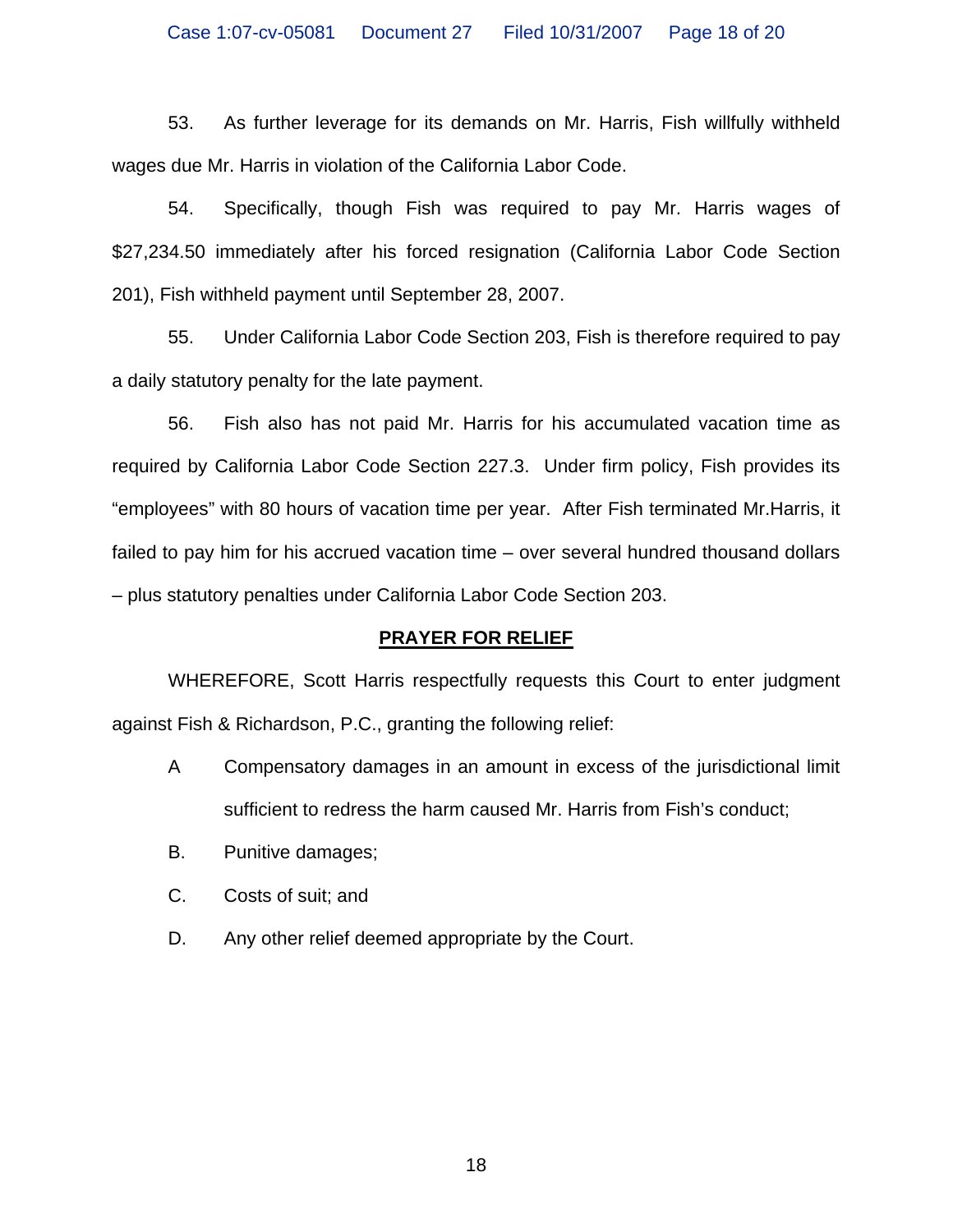53. As further leverage for its demands on Mr. Harris, Fish willfully withheld wages due Mr. Harris in violation of the California Labor Code.

54. Specifically, though Fish was required to pay Mr. Harris wages of $27,234.50 immediately after his forced resignation (California Labor Code Section 201), Fish withheld payment until September 28, 2007.

55. Under California Labor Code Section 203, Fish is therefore required to pay a daily statutory penalty for the late payment.

56. Fish also has not paid Mr. Harris for his accumulated vacation time as required by California Labor Code Section 227.3. Under firm policy, Fish provides its "employees" with 80 hours of vacation time per year. After Fish terminated Mr.Harris, it failed to pay him for his accrued vacation time – over several hundred thousand dollars – plus statutory penalties under California Labor Code Section 203.

## PRAYER FOR RELIEF

WHEREFORE, Scott Harris respectfully requests this Court to enter judgment against Fish & Richardson, P.C., granting the following relief:

A Compensatory damages in an amount in excess of the jurisdictional limit sufficient to redress the harm caused Mr. Harris from Fish's conduct;

B. Punitive damages;

C. Costs of suit; and

D. Any other relief deemed appropriate by the Court.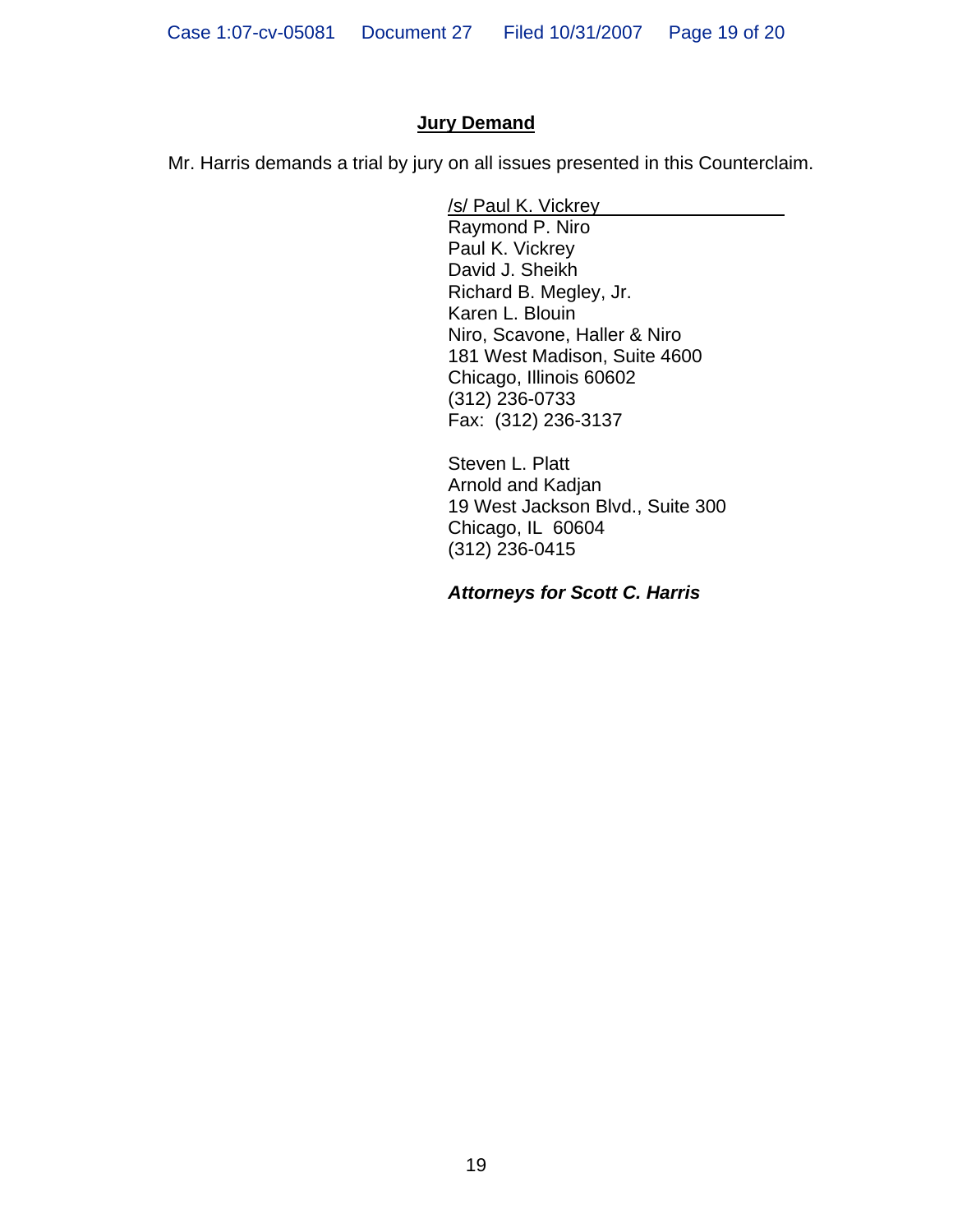**Jury Demand**

Mr. Harris demands a trial by jury on all issues presented in this Counterclaim.

/s/ Paul K. Vickrey
Raymond P. Niro
Paul K. Vickrey
David J. Sheikh
Richard B. Megley, Jr.
Karen L. Blouin
Niro, Scavone, Haller & Niro
181 West Madison, Suite 4600
Chicago, Illinois 60602
(312) 236-0733
Fax: (312) 236-3137

Steven L. Platt
Arnold and Kadjan
19 West Jackson Blvd., Suite 300
Chicago, IL 60604
(312) 236-0415

***Attorneys for Scott C. Harris***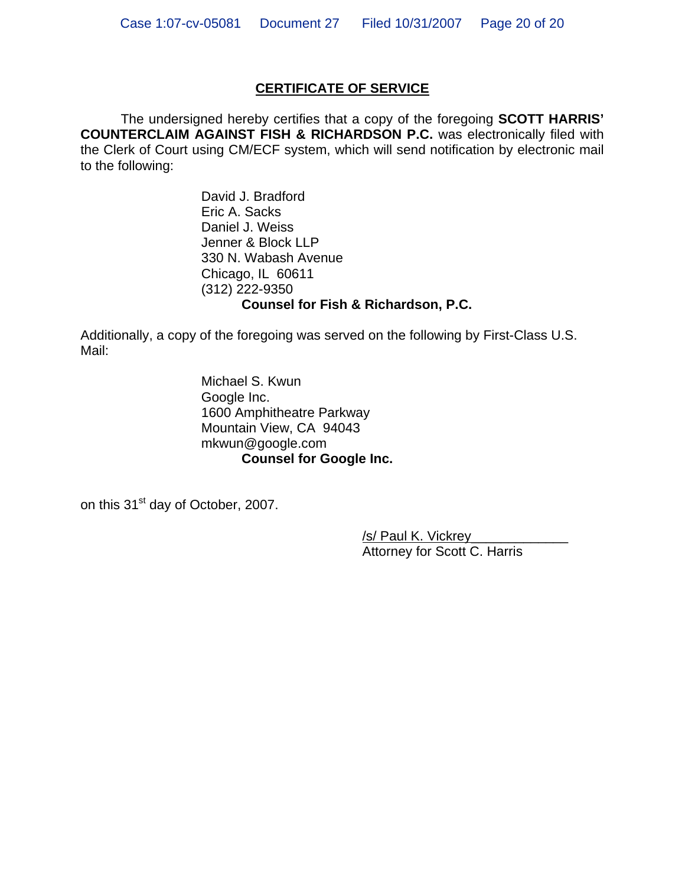## CERTIFICATE OF SERVICE

The undersigned hereby certifies that a copy of the foregoing **SCOTT HARRIS' COUNTERCLAIM AGAINST FISH & RICHARDSON P.C.** was electronically filed with the Clerk of Court using CM/ECF system, which will send notification by electronic mail to the following:

David J. Bradford
Eric A. Sacks
Daniel J. Weiss
Jenner & Block LLP
330 N. Wabash Avenue
Chicago, IL 60611
(312) 222-9350
**Counsel for Fish & Richardson, P.C.**

Additionally, a copy of the foregoing was served on the following by First-Class U.S. Mail:

Michael S. Kwun
Google Inc.
1600 Amphitheatre Parkway
Mountain View, CA 94043
mkwun@google.com
**Counsel for Google Inc.**

on this 31st day of October, 2007.

/s/ Paul K. Vickrey
Attorney for Scott C. Harris